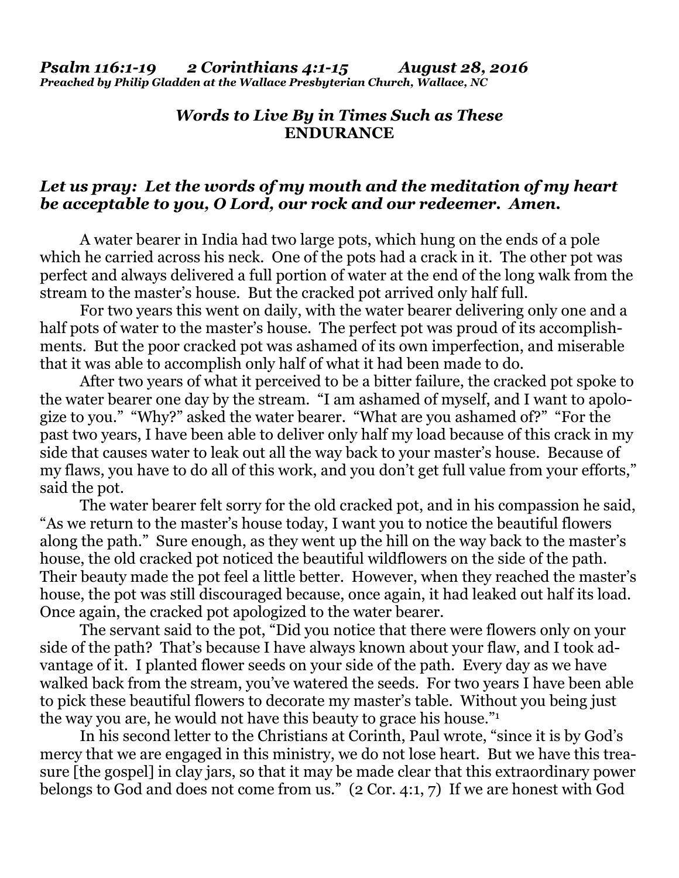***Psalm 116:1-19 2 Corinthians 4:1-15 August 28, 2016***
***Preached by Philip Gladden at the Wallace Presbyterian Church, Wallace, NC***

## *Words to Live By in Times Such as These*
## **ENDURANCE**

***Let us pray: Let the words of my mouth and the meditation of my heart be acceptable to you, O Lord, our rock and our redeemer. Amen.***

A water bearer in India had two large pots, which hung on the ends of a pole which he carried across his neck. One of the pots had a crack in it. The other pot was perfect and always delivered a full portion of water at the end of the long walk from the stream to the master's house. But the cracked pot arrived only half full.

For two years this went on daily, with the water bearer delivering only one and a half pots of water to the master's house. The perfect pot was proud of its accomplishments. But the poor cracked pot was ashamed of its own imperfection, and miserable that it was able to accomplish only half of what it had been made to do.

After two years of what it perceived to be a bitter failure, the cracked pot spoke to the water bearer one day by the stream. "I am ashamed of myself, and I want to apologize to you." "Why?" asked the water bearer. "What are you ashamed of?" "For the past two years, I have been able to deliver only half my load because of this crack in my side that causes water to leak out all the way back to your master's house. Because of my flaws, you have to do all of this work, and you don't get full value from your efforts," said the pot.

The water bearer felt sorry for the old cracked pot, and in his compassion he said, "As we return to the master's house today, I want you to notice the beautiful flowers along the path." Sure enough, as they went up the hill on the way back to the master's house, the old cracked pot noticed the beautiful wildflowers on the side of the path. Their beauty made the pot feel a little better. However, when they reached the master's house, the pot was still discouraged because, once again, it had leaked out half its load. Once again, the cracked pot apologized to the water bearer.

The servant said to the pot, "Did you notice that there were flowers only on your side of the path? That's because I have always known about your flaw, and I took advantage of it. I planted flower seeds on your side of the path. Every day as we have walked back from the stream, you've watered the seeds. For two years I have been able to pick these beautiful flowers to decorate my master's table. Without you being just the way you are, he would not have this beauty to grace his house."[1]

In his second letter to the Christians at Corinth, Paul wrote, "since it is by God's mercy that we are engaged in this ministry, we do not lose heart. But we have this treasure [the gospel] in clay jars, so that it may be made clear that this extraordinary power belongs to God and does not come from us." (2 Cor. 4:1, 7) If we are honest with God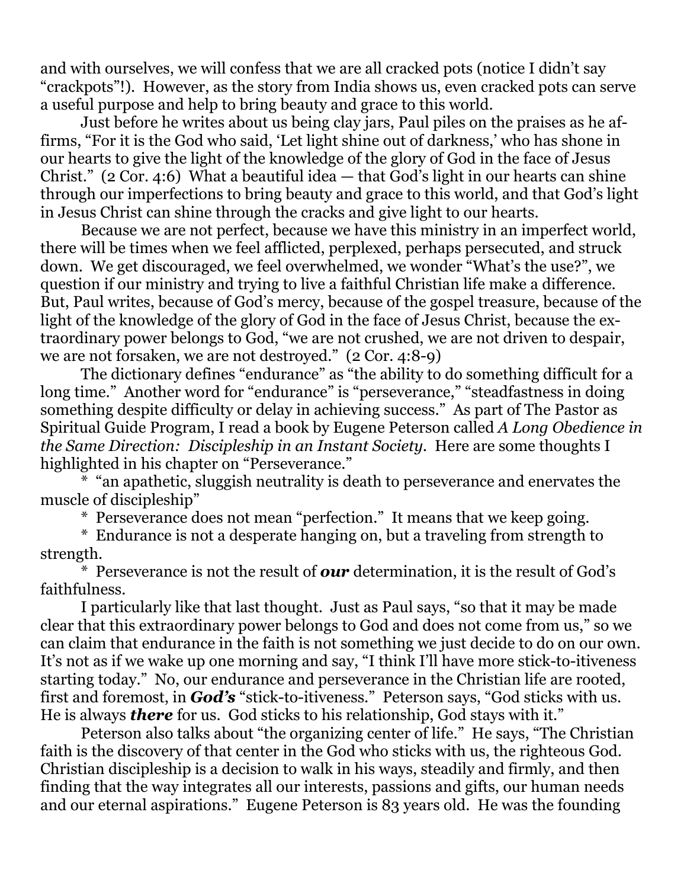and with ourselves, we will confess that we are all cracked pots (notice I didn't say "crackpots"!). However, as the story from India shows us, even cracked pots can serve a useful purpose and help to bring beauty and grace to this world.

Just before he writes about us being clay jars, Paul piles on the praises as he affirms, "For it is the God who said, 'Let light shine out of darkness,' who has shone in our hearts to give the light of the knowledge of the glory of God in the face of Jesus Christ." (2 Cor. 4:6) What a beautiful idea — that God's light in our hearts can shine through our imperfections to bring beauty and grace to this world, and that God's light in Jesus Christ can shine through the cracks and give light to our hearts.

Because we are not perfect, because we have this ministry in an imperfect world, there will be times when we feel afflicted, perplexed, perhaps persecuted, and struck down. We get discouraged, we feel overwhelmed, we wonder "What's the use?", we question if our ministry and trying to live a faithful Christian life make a difference. But, Paul writes, because of God's mercy, because of the gospel treasure, because of the light of the knowledge of the glory of God in the face of Jesus Christ, because the extraordinary power belongs to God, "we are not crushed, we are not driven to despair, we are not forsaken, we are not destroyed." (2 Cor. 4:8-9)

The dictionary defines "endurance" as "the ability to do something difficult for a long time." Another word for "endurance" is "perseverance," "steadfastness in doing something despite difficulty or delay in achieving success." As part of The Pastor as Spiritual Guide Program, I read a book by Eugene Peterson called *A Long Obedience in the Same Direction: Discipleship in an Instant Society*. Here are some thoughts I highlighted in his chapter on "Perseverance."

\* "an apathetic, sluggish neutrality is death to perseverance and enervates the muscle of discipleship"

\* Perseverance does not mean "perfection." It means that we keep going.

\* Endurance is not a desperate hanging on, but a traveling from strength to strength.

\* Perseverance is not the result of ***our*** determination, it is the result of God's faithfulness.

I particularly like that last thought. Just as Paul says, "so that it may be made clear that this extraordinary power belongs to God and does not come from us," so we can claim that endurance in the faith is not something we just decide to do on our own. It's not as if we wake up one morning and say, "I think I'll have more stick-to-itiveness starting today." No, our endurance and perseverance in the Christian life are rooted, first and foremost, in ***God's*** "stick-to-itiveness." Peterson says, "God sticks with us. He is always ***there*** for us. God sticks to his relationship, God stays with it."

Peterson also talks about "the organizing center of life." He says, "The Christian faith is the discovery of that center in the God who sticks with us, the righteous God. Christian discipleship is a decision to walk in his ways, steadily and firmly, and then finding that the way integrates all our interests, passions and gifts, our human needs and our eternal aspirations." Eugene Peterson is 83 years old. He was the founding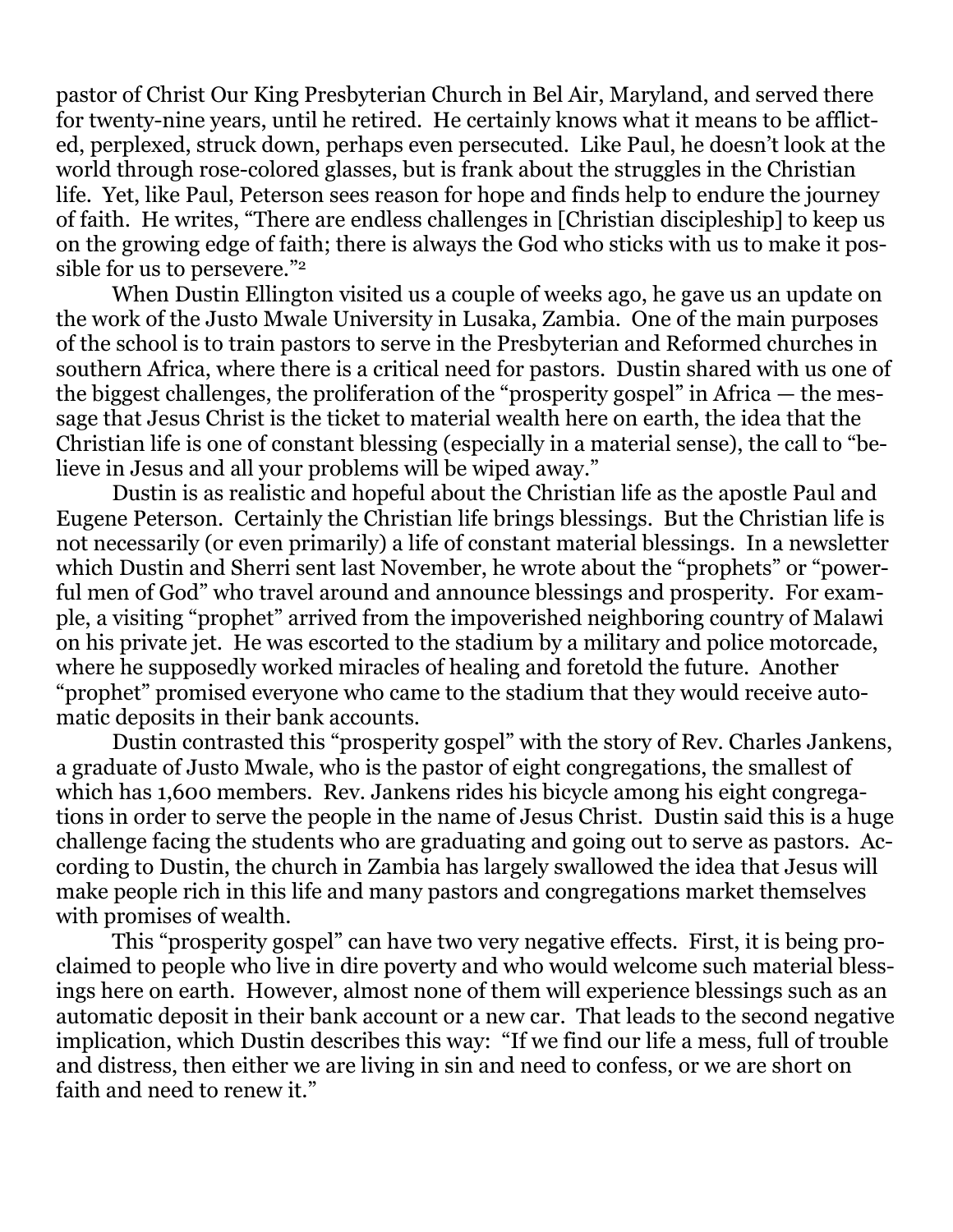pastor of Christ Our King Presbyterian Church in Bel Air, Maryland, and served there for twenty-nine years, until he retired. He certainly knows what it means to be afflicted, perplexed, struck down, perhaps even persecuted. Like Paul, he doesn't look at the world through rose-colored glasses, but is frank about the struggles in the Christian life. Yet, like Paul, Peterson sees reason for hope and finds help to endure the journey of faith. He writes, "There are endless challenges in [Christian discipleship] to keep us on the growing edge of faith; there is always the God who sticks with us to make it possible for us to persevere."[2]

When Dustin Ellington visited us a couple of weeks ago, he gave us an update on the work of the Justo Mwale University in Lusaka, Zambia. One of the main purposes of the school is to train pastors to serve in the Presbyterian and Reformed churches in southern Africa, where there is a critical need for pastors. Dustin shared with us one of the biggest challenges, the proliferation of the "prosperity gospel" in Africa — the message that Jesus Christ is the ticket to material wealth here on earth, the idea that the Christian life is one of constant blessing (especially in a material sense), the call to "believe in Jesus and all your problems will be wiped away."

Dustin is as realistic and hopeful about the Christian life as the apostle Paul and Eugene Peterson. Certainly the Christian life brings blessings. But the Christian life is not necessarily (or even primarily) a life of constant material blessings. In a newsletter which Dustin and Sherri sent last November, he wrote about the "prophets" or "powerful men of God" who travel around and announce blessings and prosperity. For example, a visiting "prophet" arrived from the impoverished neighboring country of Malawi on his private jet. He was escorted to the stadium by a military and police motorcade, where he supposedly worked miracles of healing and foretold the future. Another "prophet" promised everyone who came to the stadium that they would receive automatic deposits in their bank accounts.

Dustin contrasted this "prosperity gospel" with the story of Rev. Charles Jankens, a graduate of Justo Mwale, who is the pastor of eight congregations, the smallest of which has 1,600 members. Rev. Jankens rides his bicycle among his eight congregations in order to serve the people in the name of Jesus Christ. Dustin said this is a huge challenge facing the students who are graduating and going out to serve as pastors. According to Dustin, the church in Zambia has largely swallowed the idea that Jesus will make people rich in this life and many pastors and congregations market themselves with promises of wealth.

This "prosperity gospel" can have two very negative effects. First, it is being proclaimed to people who live in dire poverty and who would welcome such material blessings here on earth. However, almost none of them will experience blessings such as an automatic deposit in their bank account or a new car. That leads to the second negative implication, which Dustin describes this way: "If we find our life a mess, full of trouble and distress, then either we are living in sin and need to confess, or we are short on faith and need to renew it."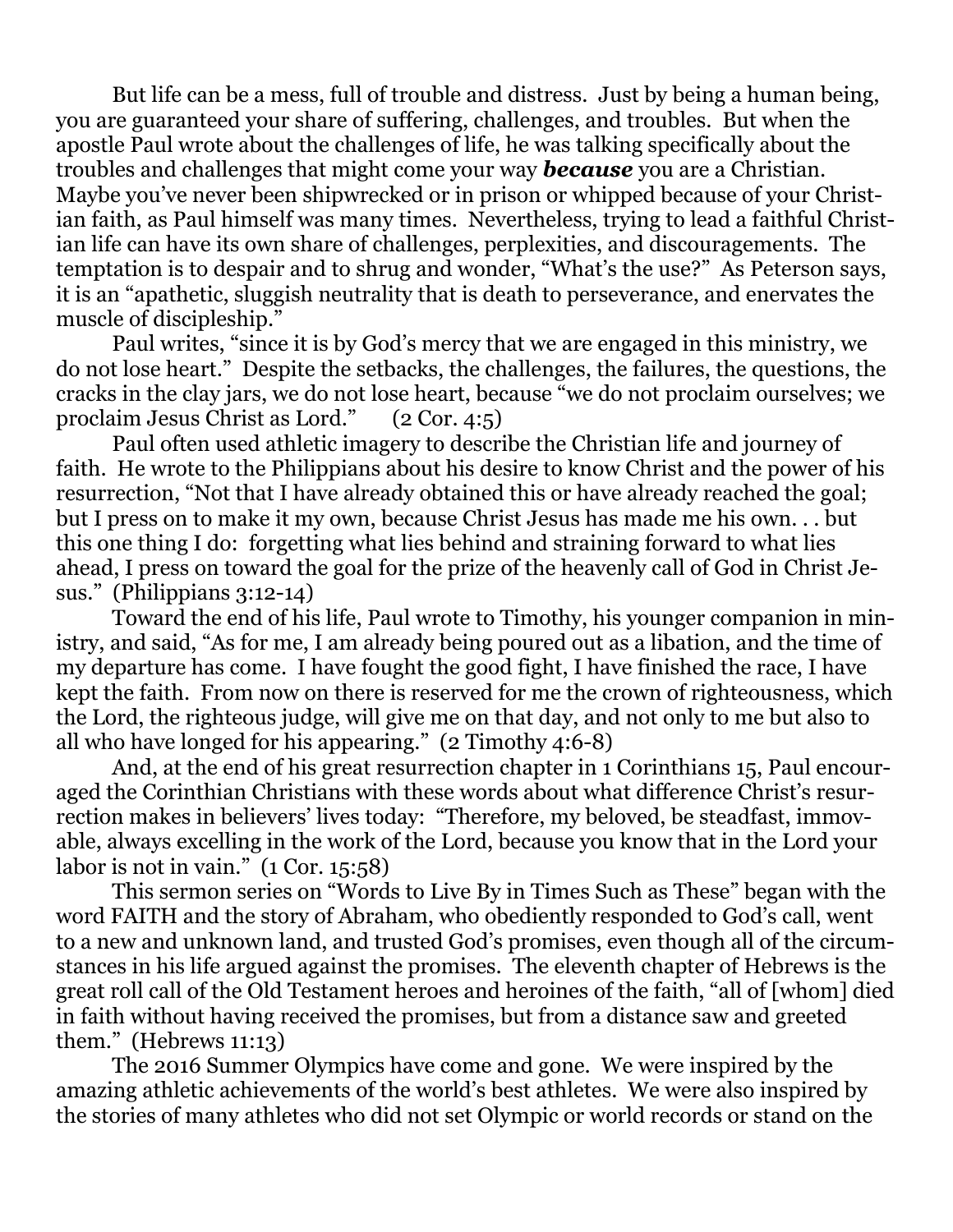But life can be a mess, full of trouble and distress. Just by being a human being, you are guaranteed your share of suffering, challenges, and troubles. But when the apostle Paul wrote about the challenges of life, he was talking specifically about the troubles and challenges that might come your way ***because*** you are a Christian. Maybe you've never been shipwrecked or in prison or whipped because of your Christian faith, as Paul himself was many times. Nevertheless, trying to lead a faithful Christian life can have its own share of challenges, perplexities, and discouragements. The temptation is to despair and to shrug and wonder, "What's the use?" As Peterson says, it is an "apathetic, sluggish neutrality that is death to perseverance, and enervates the muscle of discipleship."

Paul writes, "since it is by God's mercy that we are engaged in this ministry, we do not lose heart." Despite the setbacks, the challenges, the failures, the questions, the cracks in the clay jars, we do not lose heart, because "we do not proclaim ourselves; we proclaim Jesus Christ as Lord." (2 Cor. 4:5)

Paul often used athletic imagery to describe the Christian life and journey of faith. He wrote to the Philippians about his desire to know Christ and the power of his resurrection, "Not that I have already obtained this or have already reached the goal; but I press on to make it my own, because Christ Jesus has made me his own. . . but this one thing I do: forgetting what lies behind and straining forward to what lies ahead, I press on toward the goal for the prize of the heavenly call of God in Christ Jesus." (Philippians 3:12-14)

Toward the end of his life, Paul wrote to Timothy, his younger companion in ministry, and said, "As for me, I am already being poured out as a libation, and the time of my departure has come. I have fought the good fight, I have finished the race, I have kept the faith. From now on there is reserved for me the crown of righteousness, which the Lord, the righteous judge, will give me on that day, and not only to me but also to all who have longed for his appearing." (2 Timothy 4:6-8)

And, at the end of his great resurrection chapter in 1 Corinthians 15, Paul encouraged the Corinthian Christians with these words about what difference Christ's resurrection makes in believers' lives today: "Therefore, my beloved, be steadfast, immovable, always excelling in the work of the Lord, because you know that in the Lord your labor is not in vain." (1 Cor. 15:58)

This sermon series on "Words to Live By in Times Such as These" began with the word FAITH and the story of Abraham, who obediently responded to God's call, went to a new and unknown land, and trusted God's promises, even though all of the circumstances in his life argued against the promises. The eleventh chapter of Hebrews is the great roll call of the Old Testament heroes and heroines of the faith, "all of [whom] died in faith without having received the promises, but from a distance saw and greeted them." (Hebrews 11:13)

The 2016 Summer Olympics have come and gone. We were inspired by the amazing athletic achievements of the world's best athletes. We were also inspired by the stories of many athletes who did not set Olympic or world records or stand on the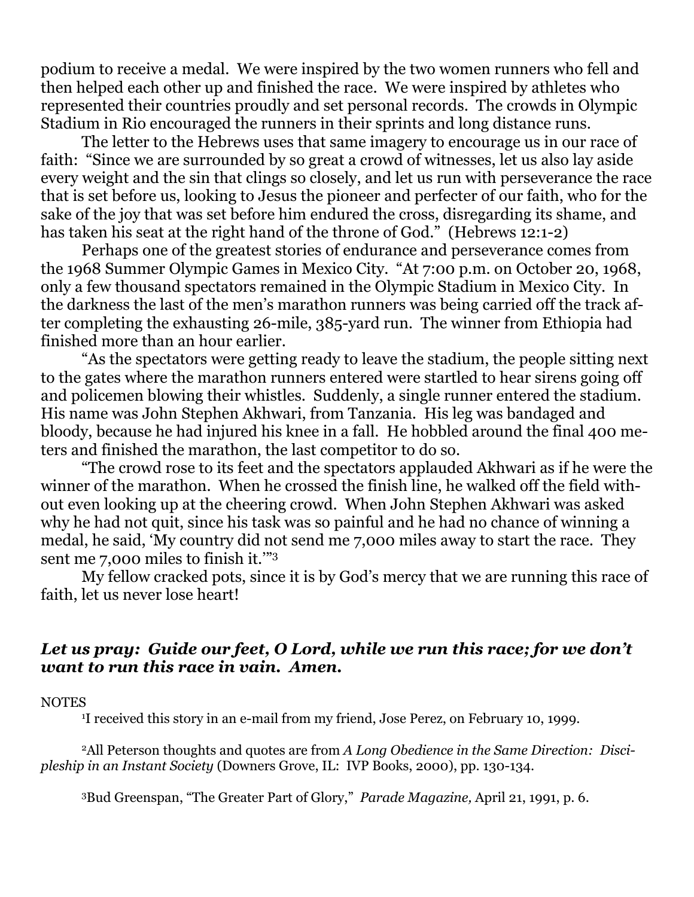podium to receive a medal. We were inspired by the two women runners who fell and then helped each other up and finished the race. We were inspired by athletes who represented their countries proudly and set personal records. The crowds in Olympic Stadium in Rio encouraged the runners in their sprints and long distance runs.

The letter to the Hebrews uses that same imagery to encourage us in our race of faith: "Since we are surrounded by so great a crowd of witnesses, let us also lay aside every weight and the sin that clings so closely, and let us run with perseverance the race that is set before us, looking to Jesus the pioneer and perfecter of our faith, who for the sake of the joy that was set before him endured the cross, disregarding its shame, and has taken his seat at the right hand of the throne of God." (Hebrews 12:1-2)

Perhaps one of the greatest stories of endurance and perseverance comes from the 1968 Summer Olympic Games in Mexico City. "At 7:00 p.m. on October 20, 1968, only a few thousand spectators remained in the Olympic Stadium in Mexico City. In the darkness the last of the men's marathon runners was being carried off the track after completing the exhausting 26-mile, 385-yard run. The winner from Ethiopia had finished more than an hour earlier.

"As the spectators were getting ready to leave the stadium, the people sitting next to the gates where the marathon runners entered were startled to hear sirens going off and policemen blowing their whistles. Suddenly, a single runner entered the stadium. His name was John Stephen Akhwari, from Tanzania. His leg was bandaged and bloody, because he had injured his knee in a fall. He hobbled around the final 400 meters and finished the marathon, the last competitor to do so.

"The crowd rose to its feet and the spectators applauded Akhwari as if he were the winner of the marathon. When he crossed the finish line, he walked off the field without even looking up at the cheering crowd. When John Stephen Akhwari was asked why he had not quit, since his task was so painful and he had no chance of winning a medal, he said, 'My country did not send me 7,000 miles away to start the race. They sent me 7,000 miles to finish it.'"[3]

My fellow cracked pots, since it is by God's mercy that we are running this race of faith, let us never lose heart!

***Let us pray: Guide our feet, O Lord, while we run this race; for we don't want to run this race in vain. Amen.***

NOTES

[1]I received this story in an e-mail from my friend, Jose Perez, on February 10, 1999.

[2]All Peterson thoughts and quotes are from *A Long Obedience in the Same Direction: Discipleship in an Instant Society* (Downers Grove, IL: IVP Books, 2000), pp. 130-134.

[3]Bud Greenspan, "The Greater Part of Glory," *Parade Magazine,* April 21, 1991, p. 6.